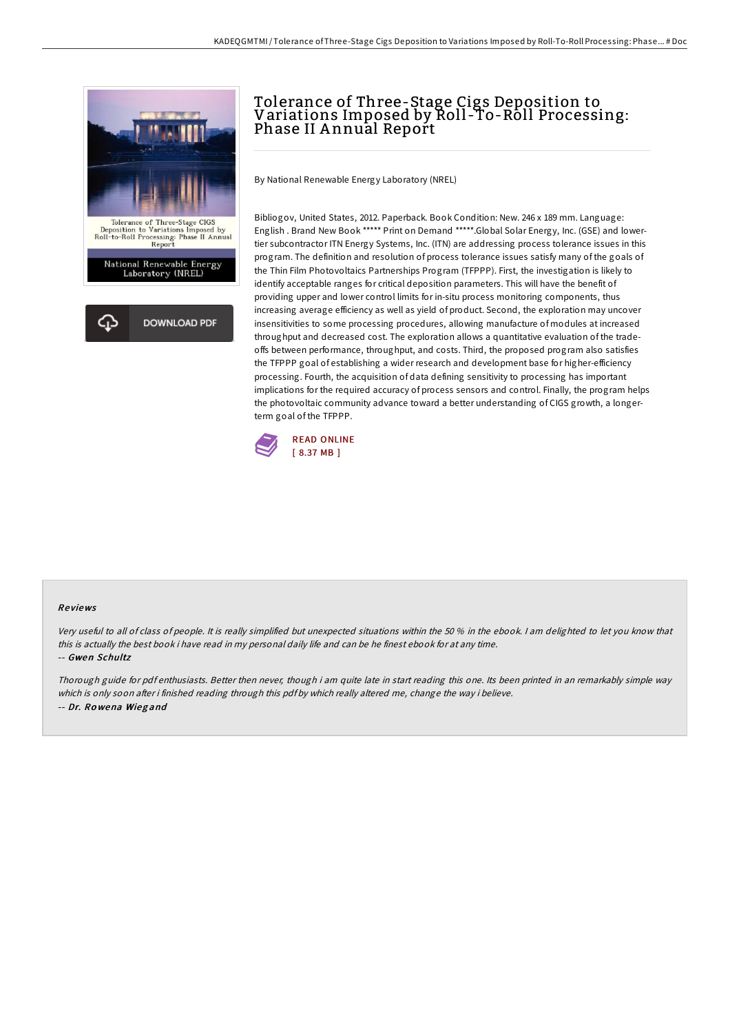# Tolerance of Three-Stage Cigs Deposition to Variations Imposed by Roll-To-Roll Processing: Phase II Annual Report

By National Renewable Energy Laboratory (NREL)

Bibliogov, United States, 2012. Paperback. Book Condition: New. 246 x 189 mm. Language: English . Brand New Book ***** Print on Demand *****.Global Solar Energy, Inc. (GSE) and lower-tier subcontractor ITN Energy Systems, Inc. (ITN) are addressing process tolerance issues in this program. The definition and resolution of process tolerance issues satisfy many of the goals of the Thin Film Photovoltaics Partnerships Program (TFPPP). First, the investigation is likely to identify acceptable ranges for critical deposition parameters. This will have the benefit of providing upper and lower control limits for in-situ process monitoring components, thus increasing average efficiency as well as yield of product. Second, the exploration may uncover insensitivities to some processing procedures, allowing manufacture of modules at increased throughput and decreased cost. The exploration allows a quantitative evaluation of the trade-offs between performance, throughput, and costs. Third, the proposed program also satisfies the TFPPP goal of establishing a wider research and development base for higher-efficiency processing. Fourth, the acquisition of data defining sensitivity to processing has important implications for the required accuracy of process sensors and control. Finally, the program helps the photovoltaic community advance toward a better understanding of CIGS growth, a longer-term goal of the TFPPP.

READ ONLINE
[ 8.37 MB ]

## Reviews

*Very useful to all of class of people. It is really simplified but unexpected situations within the 50 % in the ebook. I am delighted to let you know that this is actually the best book i have read in my personal daily life and can be he finest ebook for at any time.*

-- *Gwen Schultz*

*Thorough guide for pdf enthusiasts. Better then never, though i am quite late in start reading this one. Its been printed in an remarkably simple way which is only soon after i finished reading through this pdf by which really altered me, change the way i believe.*

-- *Dr. Rowena Wiegand*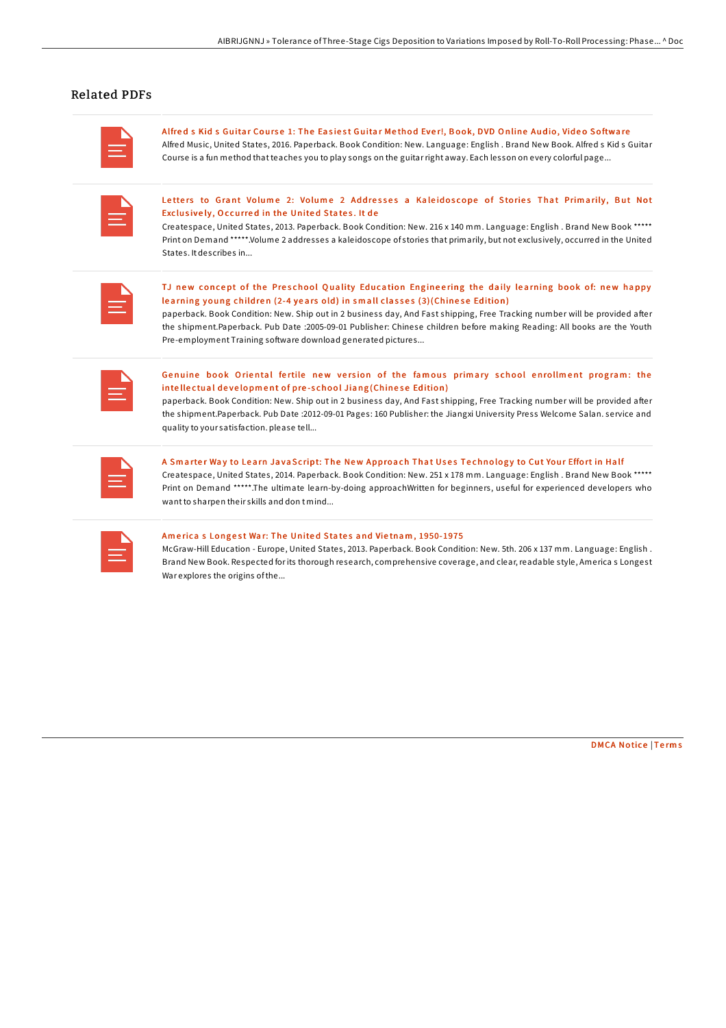## Related PDFs

**Alfred s Kid s Guitar Course 1: The Easiest Guitar Method Ever!, Book, DVD Online Audio, Video Software**

Alfred Music, United States, 2016. Paperback. Book Condition: New. Language: English . Brand New Book. Alfred s Kid s Guitar Course is a fun method that teaches you to play songs on the guitar right away. Each lesson on every colorful page...

**Letters to Grant Volume 2: Volume 2 Addresses a Kaleidoscope of Stories That Primarily, But Not Exclusively, Occurred in the United States. It de**

Createspace, United States, 2013. Paperback. Book Condition: New. 216 x 140 mm. Language: English . Brand New Book ***** Print on Demand *****.Volume 2 addresses a kaleidoscope of stories that primarily, but not exclusively, occurred in the United States. It describes in...

**TJ new concept of the Preschool Quality Education Engineering the daily learning book of: new happy learning young children (2-4 years old) in small classes (3)(Chinese Edition)**

paperback. Book Condition: New. Ship out in 2 business day, And Fast shipping, Free Tracking number will be provided after the shipment.Paperback. Pub Date :2005-09-01 Publisher: Chinese children before making Reading: All books are the Youth Pre-employment Training software download generated pictures...

**Genuine book Oriental fertile new version of the famous primary school enrollment program: the intellectual development of pre-school Jiang(Chinese Edition)**

paperback. Book Condition: New. Ship out in 2 business day, And Fast shipping, Free Tracking number will be provided after the shipment.Paperback. Pub Date :2012-09-01 Pages: 160 Publisher: the Jiangxi University Press Welcome Salan. service and quality to your satisfaction. please tell...

**A Smarter Way to Learn JavaScript: The New Approach That Uses Technology to Cut Your Effort in Half**

Createspace, United States, 2014. Paperback. Book Condition: New. 251 x 178 mm. Language: English . Brand New Book ***** Print on Demand *****.The ultimate learn-by-doing approachWritten for beginners, useful for experienced developers who want to sharpen their skills and don t mind...

**America s Longest War: The United States and Vietnam, 1950-1975**

McGraw-Hill Education - Europe, United States, 2013. Paperback. Book Condition: New. 5th. 206 x 137 mm. Language: English . Brand New Book. Respected for its thorough research, comprehensive coverage, and clear, readable style, America s Longest War explores the origins of the...